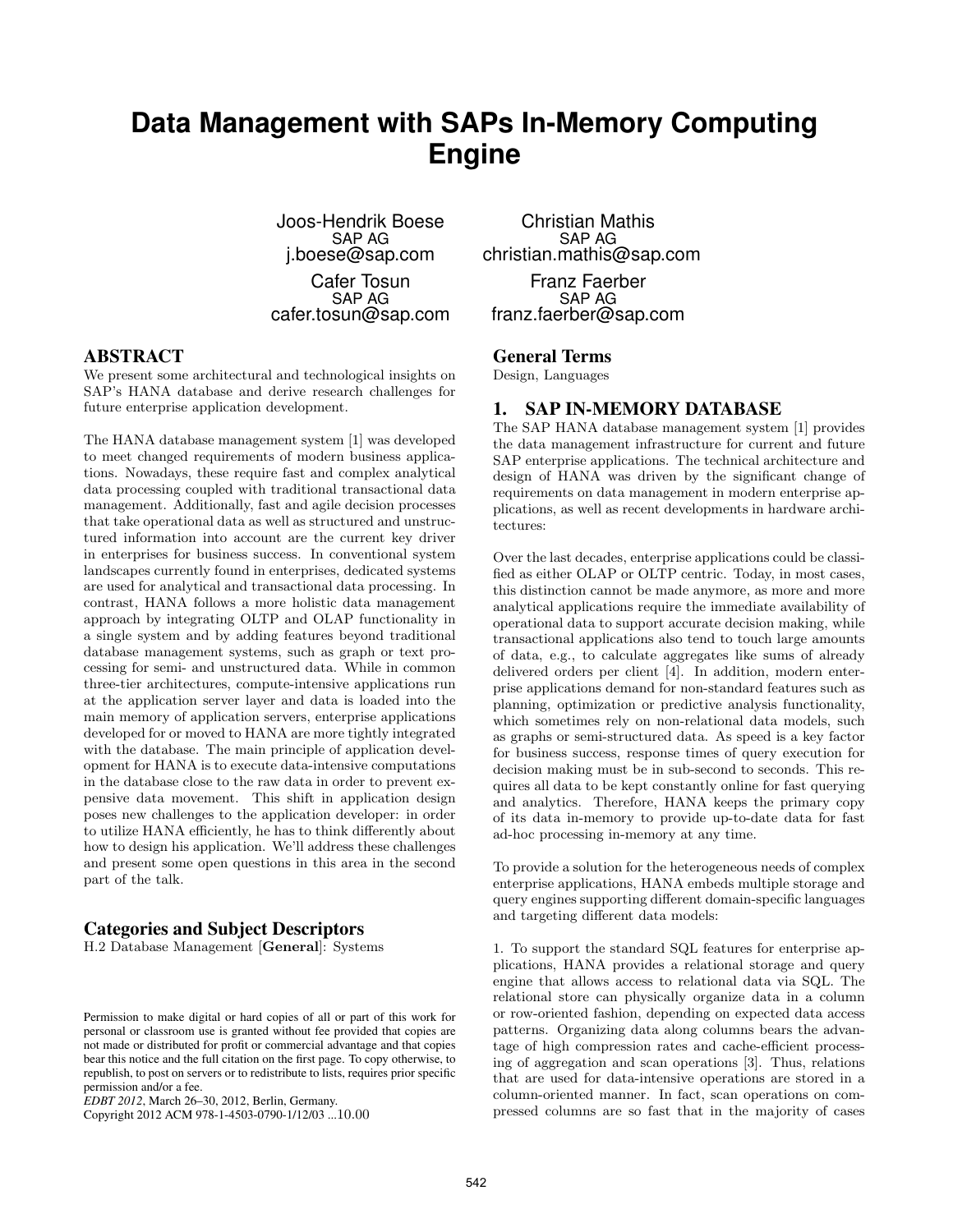# Data Management with SAPs In-Memory Computing Engine

Joos-Hendrik Boese
SAP AG
j.boese@sap.com

Christian Mathis
SAP AG
christian.mathis@sap.com

Cafer Tosun
SAP AG
cafer.tosun@sap.com

Franz Faerber
SAP AG
franz.faerber@sap.com

## ABSTRACT

We present some architectural and technological insights on SAP's HANA database and derive research challenges for future enterprise application development.

The HANA database management system [1] was developed to meet changed requirements of modern business applications. Nowadays, these require fast and complex analytical data processing coupled with traditional transactional data management. Additionally, fast and agile decision processes that take operational data as well as structured and unstructured information into account are the current key driver in enterprises for business success. In conventional system landscapes currently found in enterprises, dedicated systems are used for analytical and transactional data processing. In contrast, HANA follows a more holistic data management approach by integrating OLTP and OLAP functionality in a single system and by adding features beyond traditional database management systems, such as graph or text processing for semi- and unstructured data. While in common three-tier architectures, compute-intensive applications run at the application server layer and data is loaded into the main memory of application servers, enterprise applications developed for or moved to HANA are more tightly integrated with the database. The main principle of application development for HANA is to execute data-intensive computations in the database close to the raw data in order to prevent expensive data movement. This shift in application design poses new challenges to the application developer: in order to utilize HANA efficiently, he has to think differently about how to design his application. We'll address these challenges and present some open questions in this area in the second part of the talk.

## Categories and Subject Descriptors

H.2 Database Management [**General**]: Systems

Permission to make digital or hard copies of all or part of this work for personal or classroom use is granted without fee provided that copies are not made or distributed for profit or commercial advantage and that copies bear this notice and the full citation on the first page. To copy otherwise, to republish, to post on servers or to redistribute to lists, requires prior specific permission and/or a fee.
*EDBT 2012*, March 26–30, 2012, Berlin, Germany.
Copyright 2012 ACM 978-1-4503-0790-1/12/03 ...10.00

## General Terms

Design, Languages

## 1. SAP IN-MEMORY DATABASE

The SAP HANA database management system [1] provides the data management infrastructure for current and future SAP enterprise applications. The technical architecture and design of HANA was driven by the significant change of requirements on data management in modern enterprise applications, as well as recent developments in hardware architectures:

Over the last decades, enterprise applications could be classified as either OLAP or OLTP centric. Today, in most cases, this distinction cannot be made anymore, as more and more analytical applications require the immediate availability of operational data to support accurate decision making, while transactional applications also tend to touch large amounts of data, e.g., to calculate aggregates like sums of already delivered orders per client [4]. In addition, modern enterprise applications demand for non-standard features such as planning, optimization or predictive analysis functionality, which sometimes rely on non-relational data models, such as graphs or semi-structured data. As speed is a key factor for business success, response times of query execution for decision making must be in sub-second to seconds. This requires all data to be kept constantly online for fast querying and analytics. Therefore, HANA keeps the primary copy of its data in-memory to provide up-to-date data for fast ad-hoc processing in-memory at any time.

To provide a solution for the heterogeneous needs of complex enterprise applications, HANA embeds multiple storage and query engines supporting different domain-specific languages and targeting different data models:

1. To support the standard SQL features for enterprise applications, HANA provides a relational storage and query engine that allows access to relational data via SQL. The relational store can physically organize data in a column or row-oriented fashion, depending on expected data access patterns. Organizing data along columns bears the advantage of high compression rates and cache-efficient processing of aggregation and scan operations [3]. Thus, relations that are used for data-intensive operations are stored in a column-oriented manner. In fact, scan operations on compressed columns are so fast that in the majority of cases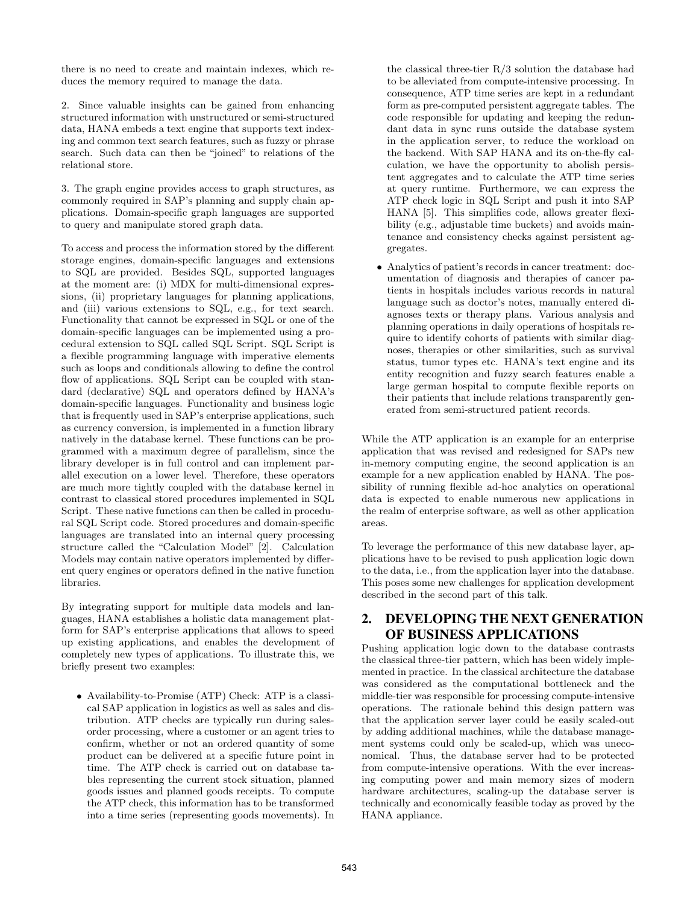there is no need to create and maintain indexes, which reduces the memory required to manage the data.

2. Since valuable insights can be gained from enhancing structured information with unstructured or semi-structured data, HANA embeds a text engine that supports text indexing and common text search features, such as fuzzy or phrase search. Such data can then be "joined" to relations of the relational store.

3. The graph engine provides access to graph structures, as commonly required in SAP's planning and supply chain applications. Domain-specific graph languages are supported to query and manipulate stored graph data.

To access and process the information stored by the different storage engines, domain-specific languages and extensions to SQL are provided. Besides SQL, supported languages at the moment are: (i) MDX for multi-dimensional expressions, (ii) proprietary languages for planning applications, and (iii) various extensions to SQL, e.g., for text search. Functionality that cannot be expressed in SQL or one of the domain-specific languages can be implemented using a procedural extension to SQL called SQL Script. SQL Script is a flexible programming language with imperative elements such as loops and conditionals allowing to define the control flow of applications. SQL Script can be coupled with standard (declarative) SQL and operators defined by HANA's domain-specific languages. Functionality and business logic that is frequently used in SAP's enterprise applications, such as currency conversion, is implemented in a function library natively in the database kernel. These functions can be programmed with a maximum degree of parallelism, since the library developer is in full control and can implement parallel execution on a lower level. Therefore, these operators are much more tightly coupled with the database kernel in contrast to classical stored procedures implemented in SQL Script. These native functions can then be called in procedural SQL Script code. Stored procedures and domain-specific languages are translated into an internal query processing structure called the "Calculation Model" [2]. Calculation Models may contain native operators implemented by different query engines or operators defined in the native function libraries.

By integrating support for multiple data models and languages, HANA establishes a holistic data management platform for SAP's enterprise applications that allows to speed up existing applications, and enables the development of completely new types of applications. To illustrate this, we briefly present two examples:

- Availability-to-Promise (ATP) Check: ATP is a classical SAP application in logistics as well as sales and distribution. ATP checks are typically run during sales-order processing, where a customer or an agent tries to confirm, whether or not an ordered quantity of some product can be delivered at a specific future point in time. The ATP check is carried out on database tables representing the current stock situation, planned goods issues and planned goods receipts. To compute the ATP check, this information has to be transformed into a time series (representing goods movements). In the classical three-tier R/3 solution the database had to be alleviated from compute-intensive processing. In consequence, ATP time series are kept in a redundant form as pre-computed persistent aggregate tables. The code responsible for updating and keeping the redundant data in sync runs outside the database system in the application server, to reduce the workload on the backend. With SAP HANA and its on-the-fly calculation, we have the opportunity to abolish persistent aggregates and to calculate the ATP time series at query runtime. Furthermore, we can express the ATP check logic in SQL Script and push it into SAP HANA [5]. This simplifies code, allows greater flexibility (e.g., adjustable time buckets) and avoids maintenance and consistency checks against persistent aggregates.
- Analytics of patient's records in cancer treatment: documentation of diagnosis and therapies of cancer patients in hospitals includes various records in natural language such as doctor's notes, manually entered diagnoses texts or therapy plans. Various analysis and planning operations in daily operations of hospitals require to identify cohorts of patients with similar diagnoses, therapies or other similarities, such as survival status, tumor types etc. HANA's text engine and its entity recognition and fuzzy search features enable a large german hospital to compute flexible reports on their patients that include relations transparently generated from semi-structured patient records.

While the ATP application is an example for an enterprise application that was revised and redesigned for SAPs new in-memory computing engine, the second application is an example for a new application enabled by HANA. The possibility of running flexible ad-hoc analytics on operational data is expected to enable numerous new applications in the realm of enterprise software, as well as other application areas.

To leverage the performance of this new database layer, applications have to be revised to push application logic down to the data, i.e., from the application layer into the database. This poses some new challenges for application development described in the second part of this talk.

## 2. DEVELOPING THE NEXT GENERATION OF BUSINESS APPLICATIONS

Pushing application logic down to the database contrasts the classical three-tier pattern, which has been widely implemented in practice. In the classical architecture the database was considered as the computational bottleneck and the middle-tier was responsible for processing compute-intensive operations. The rationale behind this design pattern was that the application server layer could be easily scaled-out by adding additional machines, while the database management systems could only be scaled-up, which was uneconomical. Thus, the database server had to be protected from compute-intensive operations. With the ever increasing computing power and main memory sizes of modern hardware architectures, scaling-up the database server is technically and economically feasible today as proved by the HANA appliance.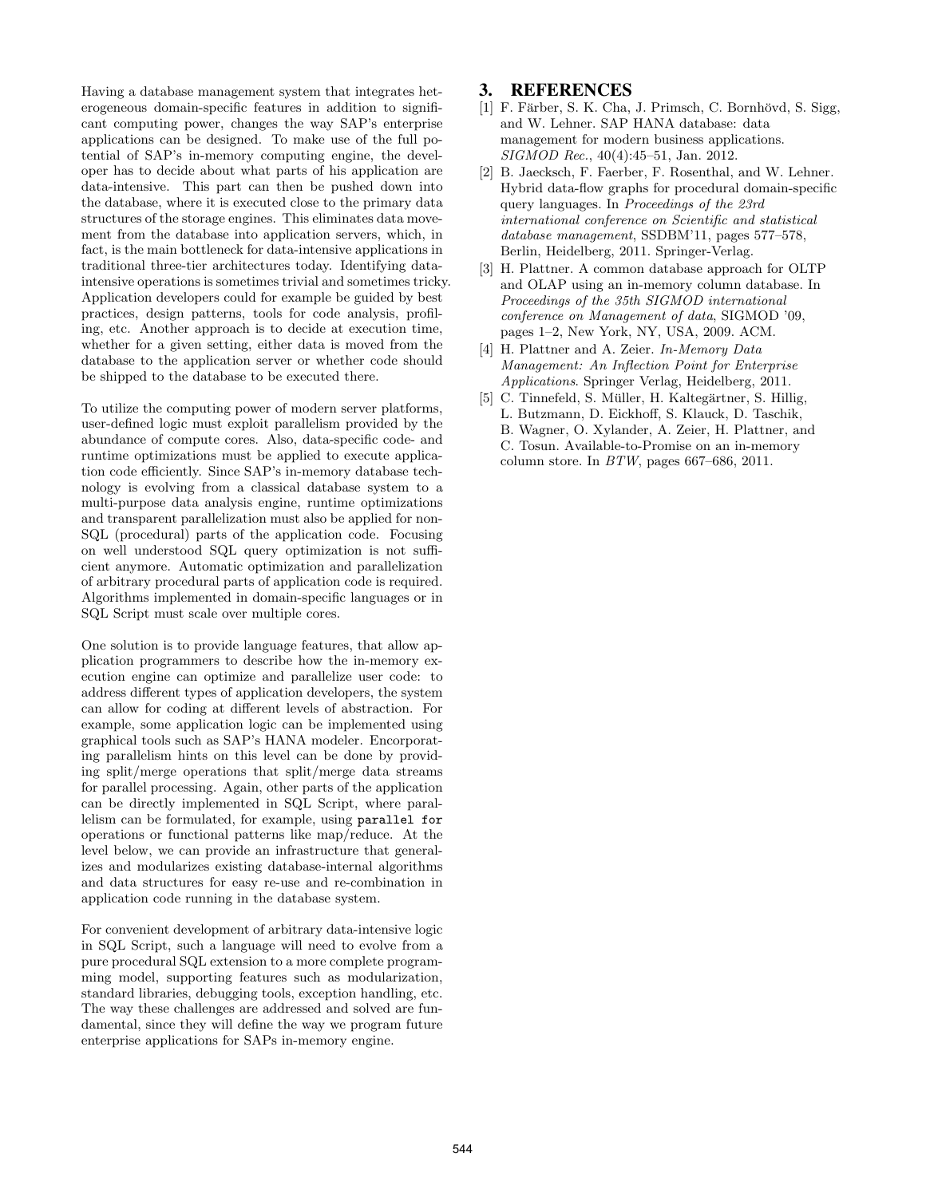Having a database management system that integrates heterogeneous domain-specific features in addition to significant computing power, changes the way SAP's enterprise applications can be designed. To make use of the full potential of SAP's in-memory computing engine, the developer has to decide about what parts of his application are data-intensive. This part can then be pushed down into the database, where it is executed close to the primary data structures of the storage engines. This eliminates data movement from the database into application servers, which, in fact, is the main bottleneck for data-intensive applications in traditional three-tier architectures today. Identifying data-intensive operations is sometimes trivial and sometimes tricky. Application developers could for example be guided by best practices, design patterns, tools for code analysis, profiling, etc. Another approach is to decide at execution time, whether for a given setting, either data is moved from the database to the application server or whether code should be shipped to the database to be executed there.

To utilize the computing power of modern server platforms, user-defined logic must exploit parallelism provided by the abundance of compute cores. Also, data-specific code- and runtime optimizations must be applied to execute application code efficiently. Since SAP's in-memory database technology is evolving from a classical database system to a multi-purpose data analysis engine, runtime optimizations and transparent parallelization must also be applied for non-SQL (procedural) parts of the application code. Focusing on well understood SQL query optimization is not sufficient anymore. Automatic optimization and parallelization of arbitrary procedural parts of application code is required. Algorithms implemented in domain-specific languages or in SQL Script must scale over multiple cores.

One solution is to provide language features, that allow application programmers to describe how the in-memory execution engine can optimize and parallelize user code: to address different types of application developers, the system can allow for coding at different levels of abstraction. For example, some application logic can be implemented using graphical tools such as SAP's HANA modeler. Encorporating parallelism hints on this level can be done by providing split/merge operations that split/merge data streams for parallel processing. Again, other parts of the application can be directly implemented in SQL Script, where parallelism can be formulated, for example, using `parallel for` operations or functional patterns like map/reduce. At the level below, we can provide an infrastructure that generalizes and modularizes existing database-internal algorithms and data structures for easy re-use and re-combination in application code running in the database system.

For convenient development of arbitrary data-intensive logic in SQL Script, such a language will need to evolve from a pure procedural SQL extension to a more complete programming model, supporting features such as modularization, standard libraries, debugging tools, exception handling, etc. The way these challenges are addressed and solved are fundamental, since they will define the way we program future enterprise applications for SAPs in-memory engine.

## 3. REFERENCES

[1] F. Färber, S. K. Cha, J. Primsch, C. Bornhövd, S. Sigg, and W. Lehner. SAP HANA database: data management for modern business applications. *SIGMOD Rec.*, 40(4):45–51, Jan. 2012.

[2] B. Jaecksch, F. Faerber, F. Rosenthal, and W. Lehner. Hybrid data-flow graphs for procedural domain-specific query languages. In *Proceedings of the 23rd international conference on Scientific and statistical database management*, SSDBM'11, pages 577–578, Berlin, Heidelberg, 2011. Springer-Verlag.

[3] H. Plattner. A common database approach for OLTP and OLAP using an in-memory column database. In *Proceedings of the 35th SIGMOD international conference on Management of data*, SIGMOD '09, pages 1–2, New York, NY, USA, 2009. ACM.

[4] H. Plattner and A. Zeier. *In-Memory Data Management: An Inflection Point for Enterprise Applications*. Springer Verlag, Heidelberg, 2011.

[5] C. Tinnefeld, S. Müller, H. Kaltegärtner, S. Hillig, L. Butzmann, D. Eickhoff, S. Klauck, D. Taschik, B. Wagner, O. Xylander, A. Zeier, H. Plattner, and C. Tosun. Available-to-Promise on an in-memory column store. In *BTW*, pages 667–686, 2011.